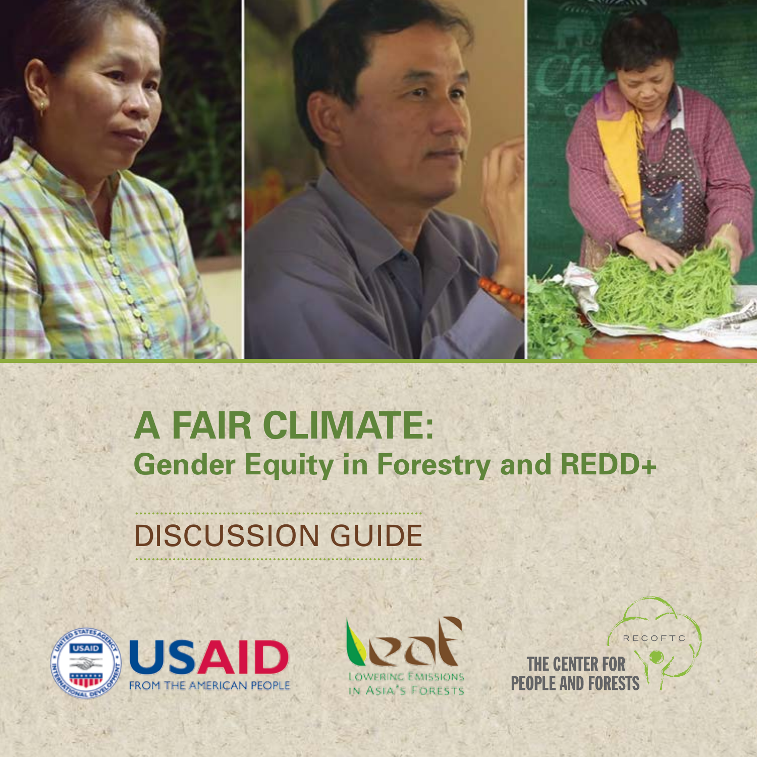# A FAIR CLIMATE:

## Gender Equity in Forestry and REDD+

DISCUSSION GUIDE

USAID FROM THE AMERICAN PEOPLE

leaf LOWERING EMISSIONS IN ASIA'S FORESTS

RECOFTC THE CENTER FOR PEOPLE AND FORESTS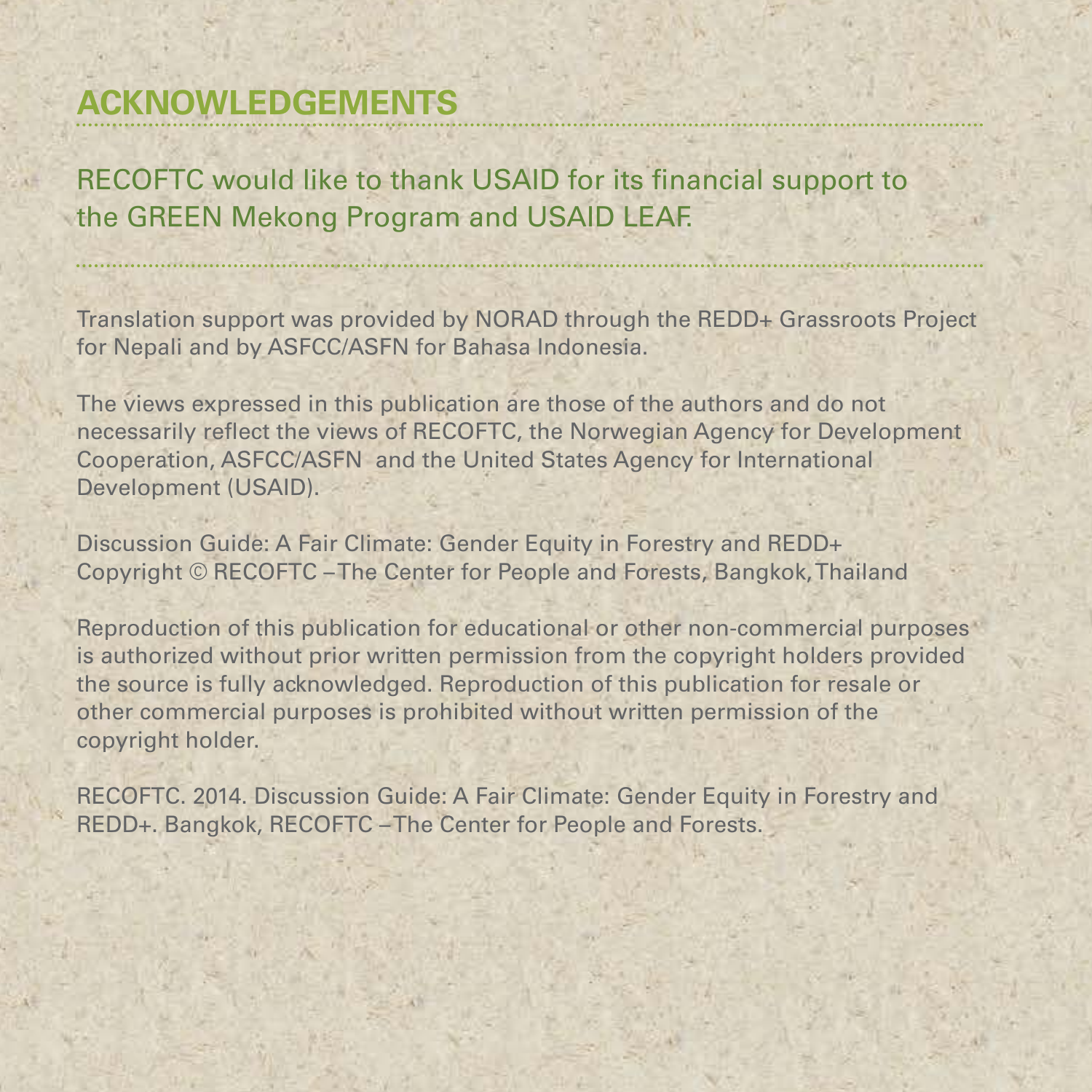# ACKNOWLEDGEMENTS

RECOFTC would like to thank USAID for its financial support to the GREEN Mekong Program and USAID LEAF.

Translation support was provided by NORAD through the REDD+ Grassroots Project for Nepali and by ASFCC/ASFN for Bahasa Indonesia.

The views expressed in this publication are those of the authors and do not necessarily reflect the views of RECOFTC, the Norwegian Agency for Development Cooperation, ASFCC/ASFN and the United States Agency for International Development (USAID).

Discussion Guide: A Fair Climate: Gender Equity in Forestry and REDD+
Copyright © RECOFTC – The Center for People and Forests, Bangkok, Thailand

Reproduction of this publication for educational or other non-commercial purposes is authorized without prior written permission from the copyright holders provided the source is fully acknowledged. Reproduction of this publication for resale or other commercial purposes is prohibited without written permission of the copyright holder.

RECOFTC. 2014. Discussion Guide: A Fair Climate: Gender Equity in Forestry and REDD+. Bangkok, RECOFTC – The Center for People and Forests.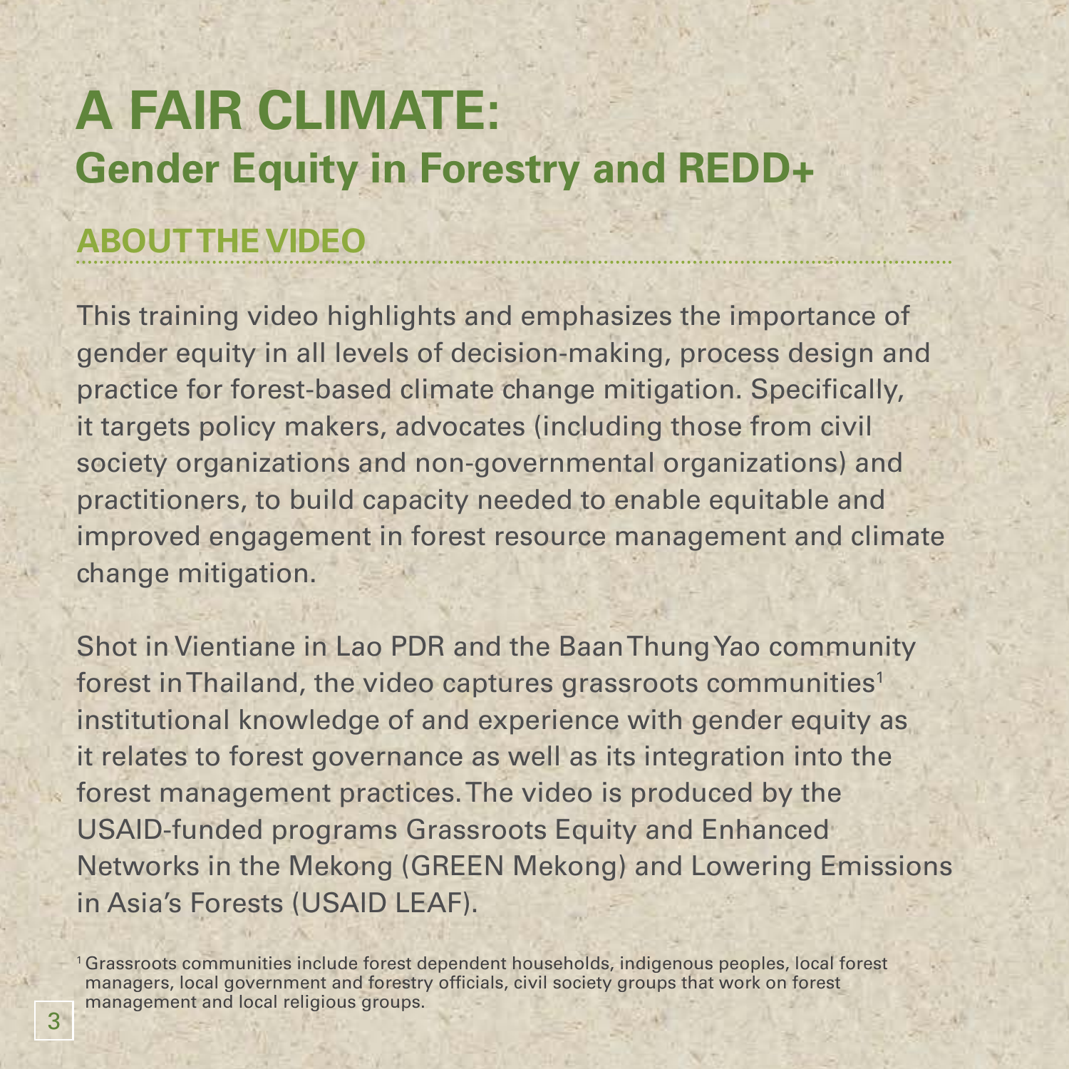# A FAIR CLIMATE:

## Gender Equity in Forestry and REDD+

### ABOUT THE VIDEO

This training video highlights and emphasizes the importance of gender equity in all levels of decision-making, process design and practice for forest-based climate change mitigation. Specifically, it targets policy makers, advocates (including those from civil society organizations and non-governmental organizations) and practitioners, to build capacity needed to enable equitable and improved engagement in forest resource management and climate change mitigation.

Shot in Vientiane in Lao PDR and the Baan Thung Yao community forest in Thailand, the video captures grassroots communities[1] institutional knowledge of and experience with gender equity as it relates to forest governance as well as its integration into the forest management practices. The video is produced by the USAID-funded programs Grassroots Equity and Enhanced Networks in the Mekong (GREEN Mekong) and Lowering Emissions in Asia's Forests (USAID LEAF).

[1] Grassroots communities include forest dependent households, indigenous peoples, local forest managers, local government and forestry officials, civil society groups that work on forest management and local religious groups.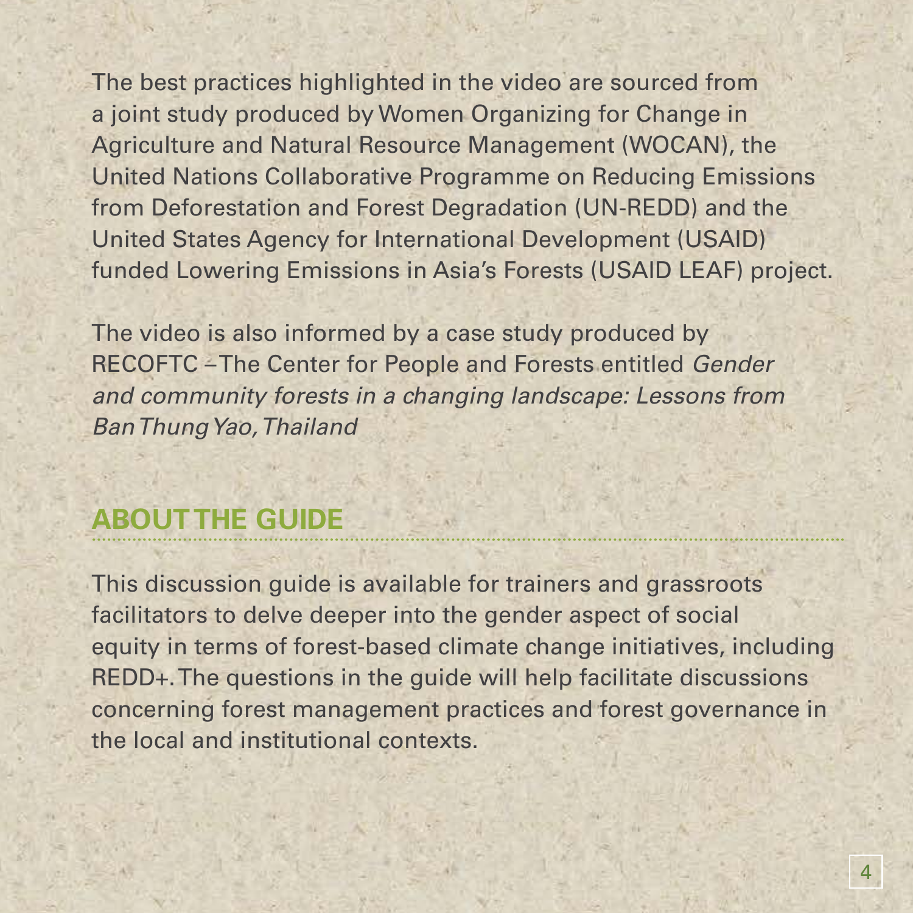The best practices highlighted in the video are sourced from a joint study produced by Women Organizing for Change in Agriculture and Natural Resource Management (WOCAN), the United Nations Collaborative Programme on Reducing Emissions from Deforestation and Forest Degradation (UN-REDD) and the United States Agency for International Development (USAID) funded Lowering Emissions in Asia's Forests (USAID LEAF) project.

The video is also informed by a case study produced by RECOFTC – The Center for People and Forests entitled *Gender and community forests in a changing landscape: Lessons from Ban Thung Yao, Thailand*

## ABOUT THE GUIDE

This discussion guide is available for trainers and grassroots facilitators to delve deeper into the gender aspect of social equity in terms of forest-based climate change initiatives, including REDD+. The questions in the guide will help facilitate discussions concerning forest management practices and forest governance in the local and institutional contexts.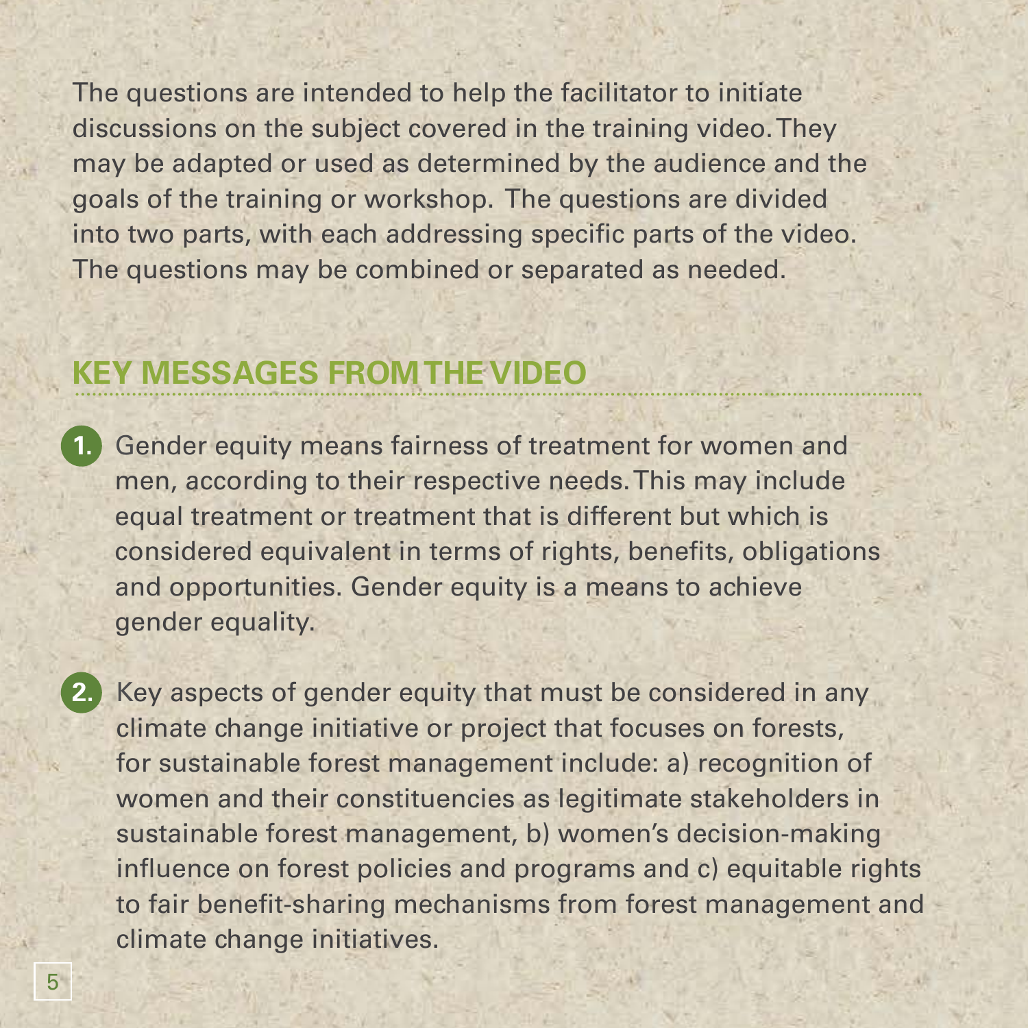The questions are intended to help the facilitator to initiate discussions on the subject covered in the training video. They may be adapted or used as determined by the audience and the goals of the training or workshop. The questions are divided into two parts, with each addressing specific parts of the video. The questions may be combined or separated as needed.

## KEY MESSAGES FROM THE VIDEO

1. Gender equity means fairness of treatment for women and men, according to their respective needs. This may include equal treatment or treatment that is different but which is considered equivalent in terms of rights, benefits, obligations and opportunities. Gender equity is a means to achieve gender equality.

2. Key aspects of gender equity that must be considered in any climate change initiative or project that focuses on forests, for sustainable forest management include: a) recognition of women and their constituencies as legitimate stakeholders in sustainable forest management, b) women's decision-making influence on forest policies and programs and c) equitable rights to fair benefit-sharing mechanisms from forest management and climate change initiatives.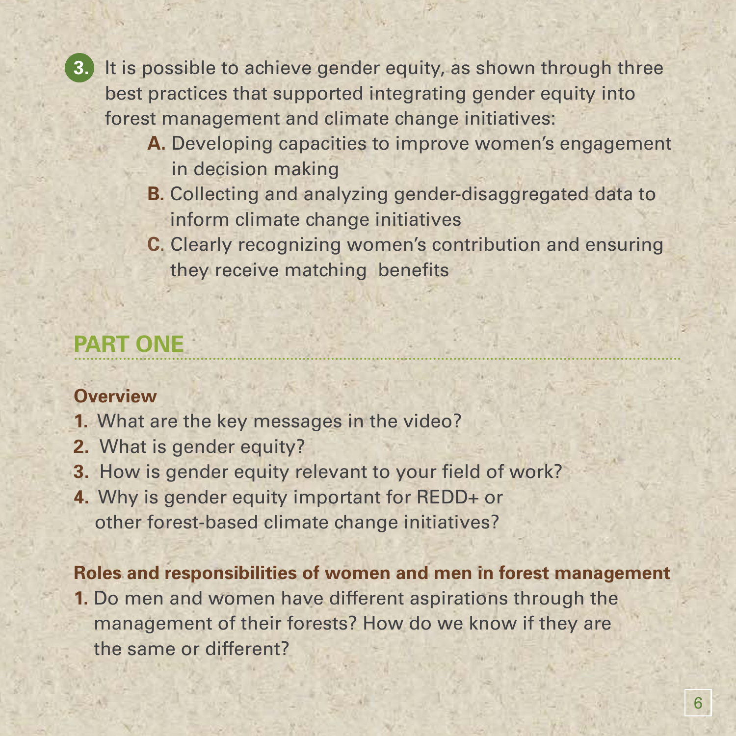3. It is possible to achieve gender equity, as shown through three best practices that supported integrating gender equity into forest management and climate change initiatives:
    - **A.** Developing capacities to improve women's engagement in decision making
    - **B.** Collecting and analyzing gender-disaggregated data to inform climate change initiatives
    - **C.** Clearly recognizing women's contribution and ensuring they receive matching benefits

## PART ONE

### Overview

1. What are the key messages in the video?
2. What is gender equity?
3. How is gender equity relevant to your field of work?
4. Why is gender equity important for REDD+ or other forest-based climate change initiatives?

### Roles and responsibilities of women and men in forest management

1. Do men and women have different aspirations through the management of their forests? How do we know if they are the same or different?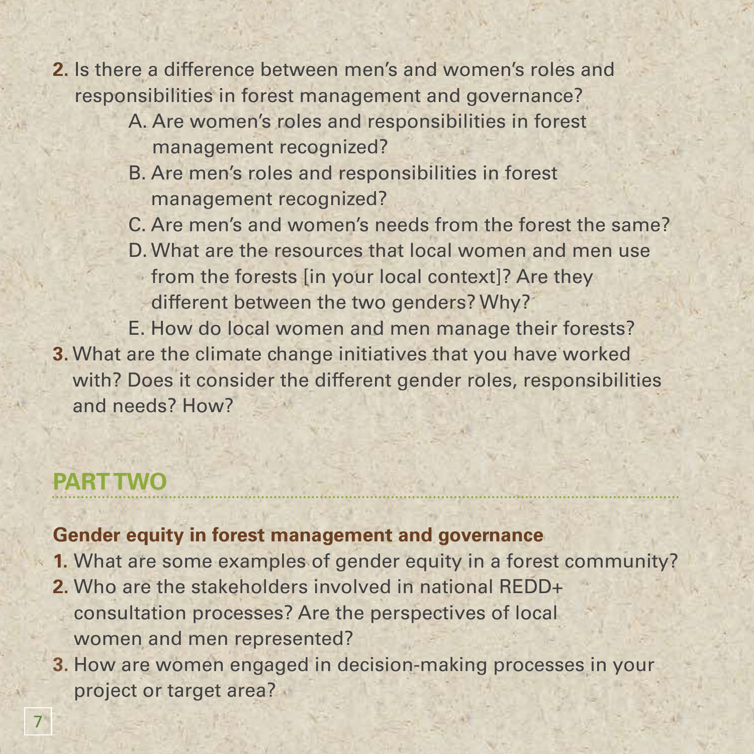2. Is there a difference between men's and women's roles and responsibilities in forest management and governance?
   A. Are women's roles and responsibilities in forest management recognized?
   B. Are men's roles and responsibilities in forest management recognized?
   C. Are men's and women's needs from the forest the same?
   D. What are the resources that local women and men use from the forests [in your local context]? Are they different between the two genders? Why?
   E. How do local women and men manage their forests?
3. What are the climate change initiatives that you have worked with? Does it consider the different gender roles, responsibilities and needs? How?

## PART TWO

### Gender equity in forest management and governance

1. What are some examples of gender equity in a forest community?
2. Who are the stakeholders involved in national REDD+ consultation processes? Are the perspectives of local women and men represented?
3. How are women engaged in decision-making processes in your project or target area?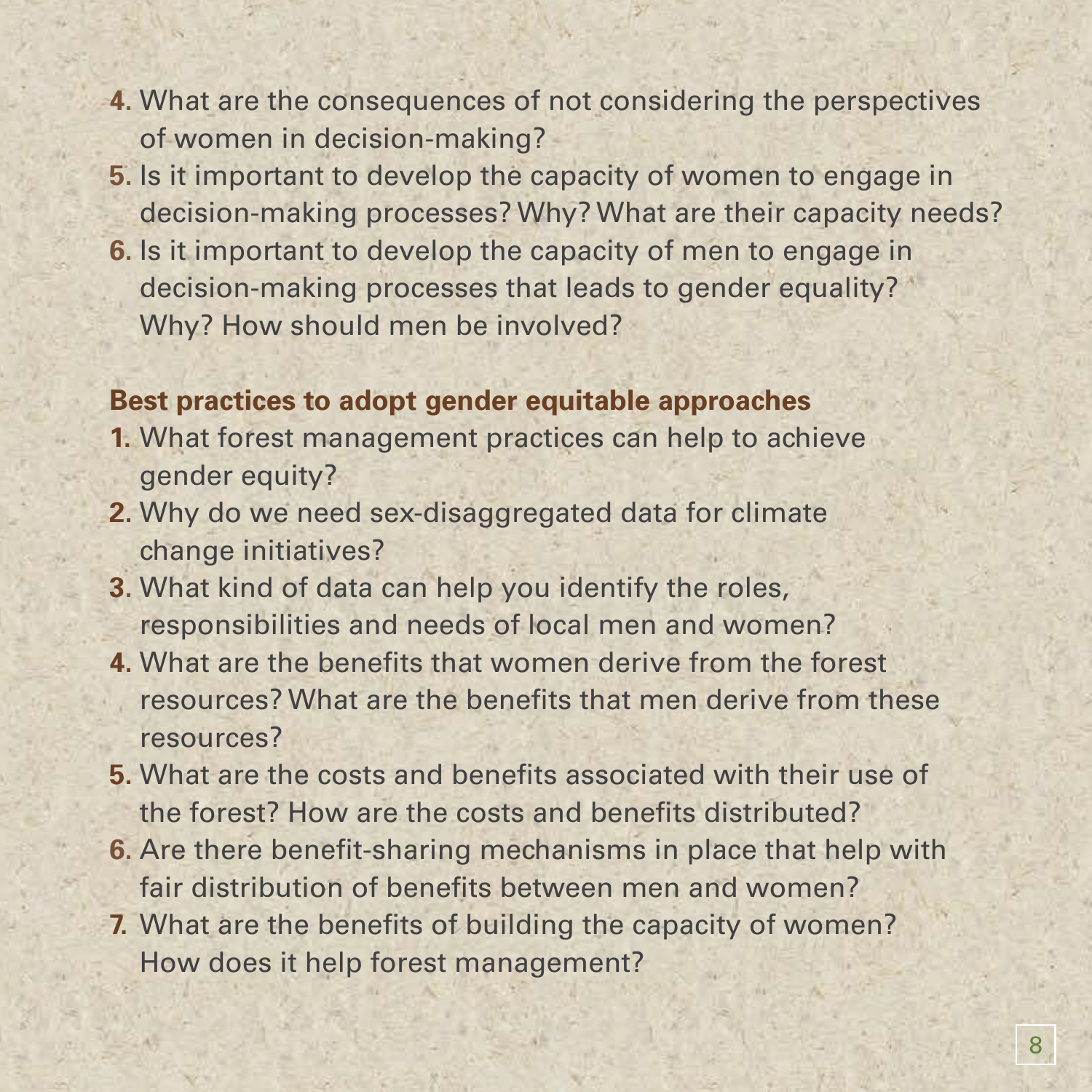4. What are the consequences of not considering the perspectives of women in decision-making?
5. Is it important to develop the capacity of women to engage in decision-making processes? Why? What are their capacity needs?
6. Is it important to develop the capacity of men to engage in decision-making processes that leads to gender equality? Why? How should men be involved?

### Best practices to adopt gender equitable approaches

1. What forest management practices can help to achieve gender equity?
2. Why do we need sex-disaggregated data for climate change initiatives?
3. What kind of data can help you identify the roles, responsibilities and needs of local men and women?
4. What are the benefits that women derive from the forest resources? What are the benefits that men derive from these resources?
5. What are the costs and benefits associated with their use of the forest? How are the costs and benefits distributed?
6. Are there benefit-sharing mechanisms in place that help with fair distribution of benefits between men and women?
7. What are the benefits of building the capacity of women? How does it help forest management?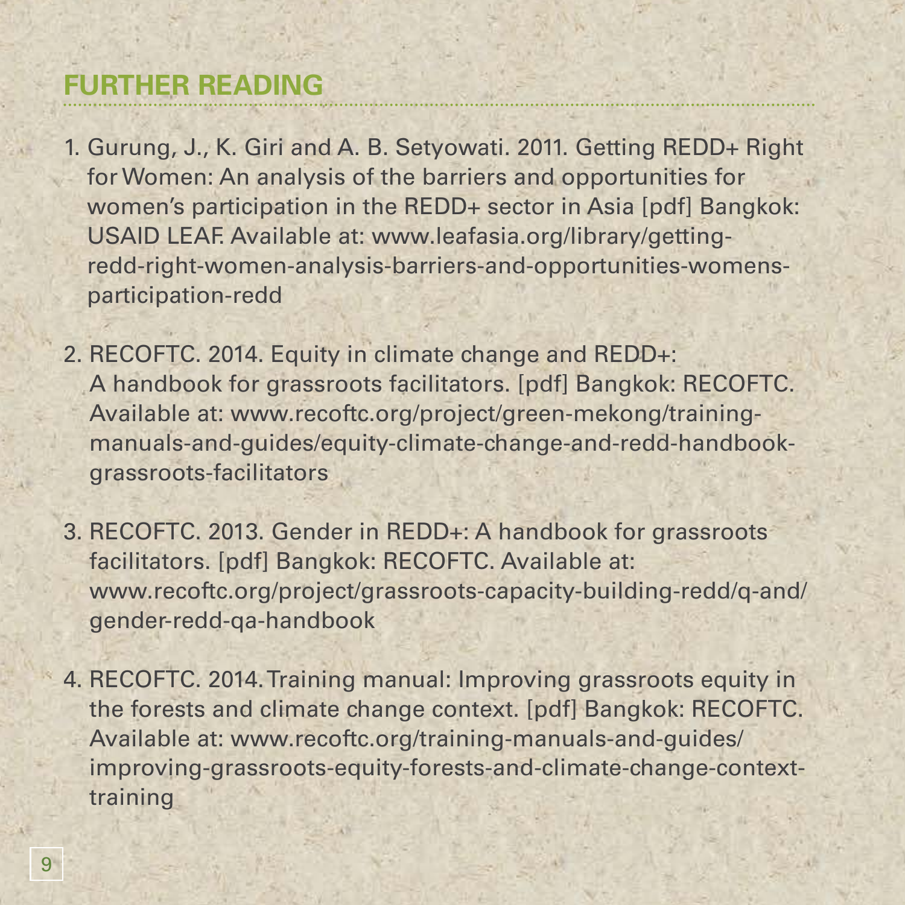## FURTHER READING

1. Gurung, J., K. Giri and A. B. Setyowati. 2011. Getting REDD+ Right for Women: An analysis of the barriers and opportunities for women's participation in the REDD+ sector in Asia [pdf] Bangkok: USAID LEAF. Available at: www.leafasia.org/library/getting-redd-right-women-analysis-barriers-and-opportunities-womens-participation-redd

2. RECOFTC. 2014. Equity in climate change and REDD+: A handbook for grassroots facilitators. [pdf] Bangkok: RECOFTC. Available at: www.recoftc.org/project/green-mekong/training-manuals-and-guides/equity-climate-change-and-redd-handbook-grassroots-facilitators

3. RECOFTC. 2013. Gender in REDD+: A handbook for grassroots facilitators. [pdf] Bangkok: RECOFTC. Available at: www.recoftc.org/project/grassroots-capacity-building-redd/q-and/gender-redd-qa-handbook

4. RECOFTC. 2014. Training manual: Improving grassroots equity in the forests and climate change context. [pdf] Bangkok: RECOFTC. Available at: www.recoftc.org/training-manuals-and-guides/improving-grassroots-equity-forests-and-climate-change-context-training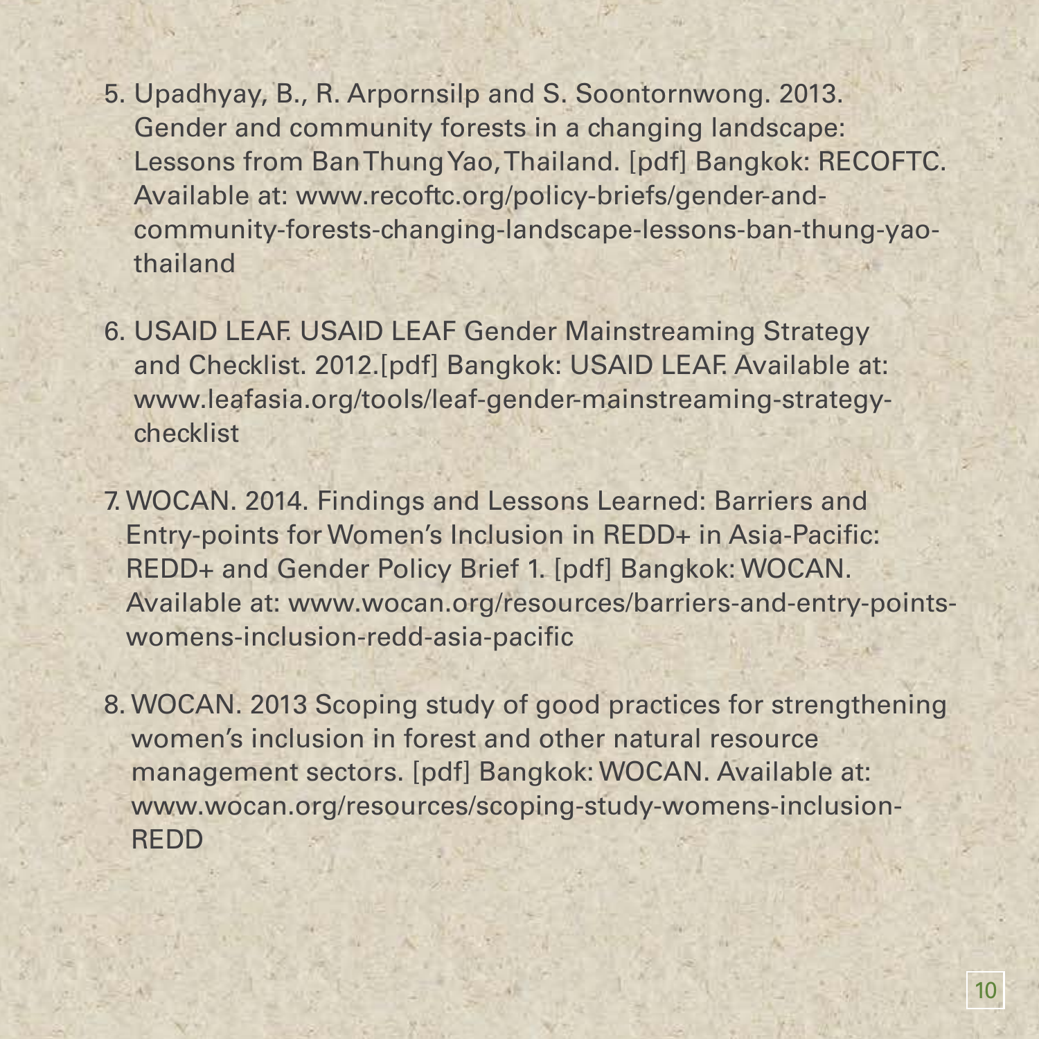5. Upadhyay, B., R. Arpornsilp and S. Soontornwong. 2013. Gender and community forests in a changing landscape: Lessons from Ban Thung Yao, Thailand. [pdf] Bangkok: RECOFTC. Available at: www.recoftc.org/policy-briefs/gender-and-community-forests-changing-landscape-lessons-ban-thung-yao-thailand

6. USAID LEAF. USAID LEAF Gender Mainstreaming Strategy and Checklist. 2012.[pdf] Bangkok: USAID LEAF. Available at: www.leafasia.org/tools/leaf-gender-mainstreaming-strategy-checklist

7. WOCAN. 2014. Findings and Lessons Learned: Barriers and Entry-points for Women's Inclusion in REDD+ in Asia-Pacific: REDD+ and Gender Policy Brief 1. [pdf] Bangkok: WOCAN. Available at: www.wocan.org/resources/barriers-and-entry-points-womens-inclusion-redd-asia-pacific

8. WOCAN. 2013 Scoping study of good practices for strengthening women's inclusion in forest and other natural resource management sectors. [pdf] Bangkok: WOCAN. Available at: www.wocan.org/resources/scoping-study-womens-inclusion-REDD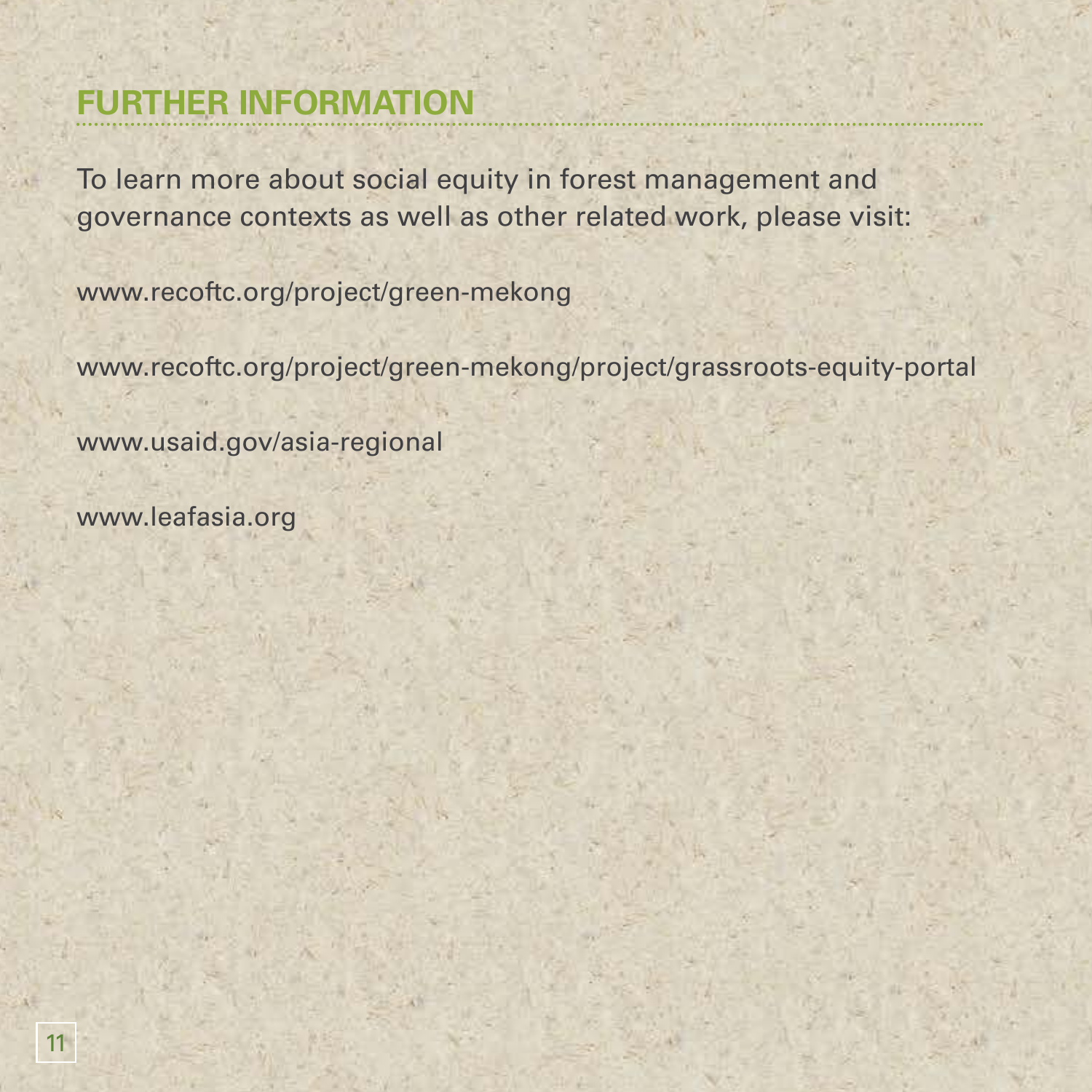# FURTHER INFORMATION

To learn more about social equity in forest management and governance contexts as well as other related work, please visit:

www.recoftc.org/project/green-mekong

www.recoftc.org/project/green-mekong/project/grassroots-equity-portal

www.usaid.gov/asia-regional

www.leafasia.org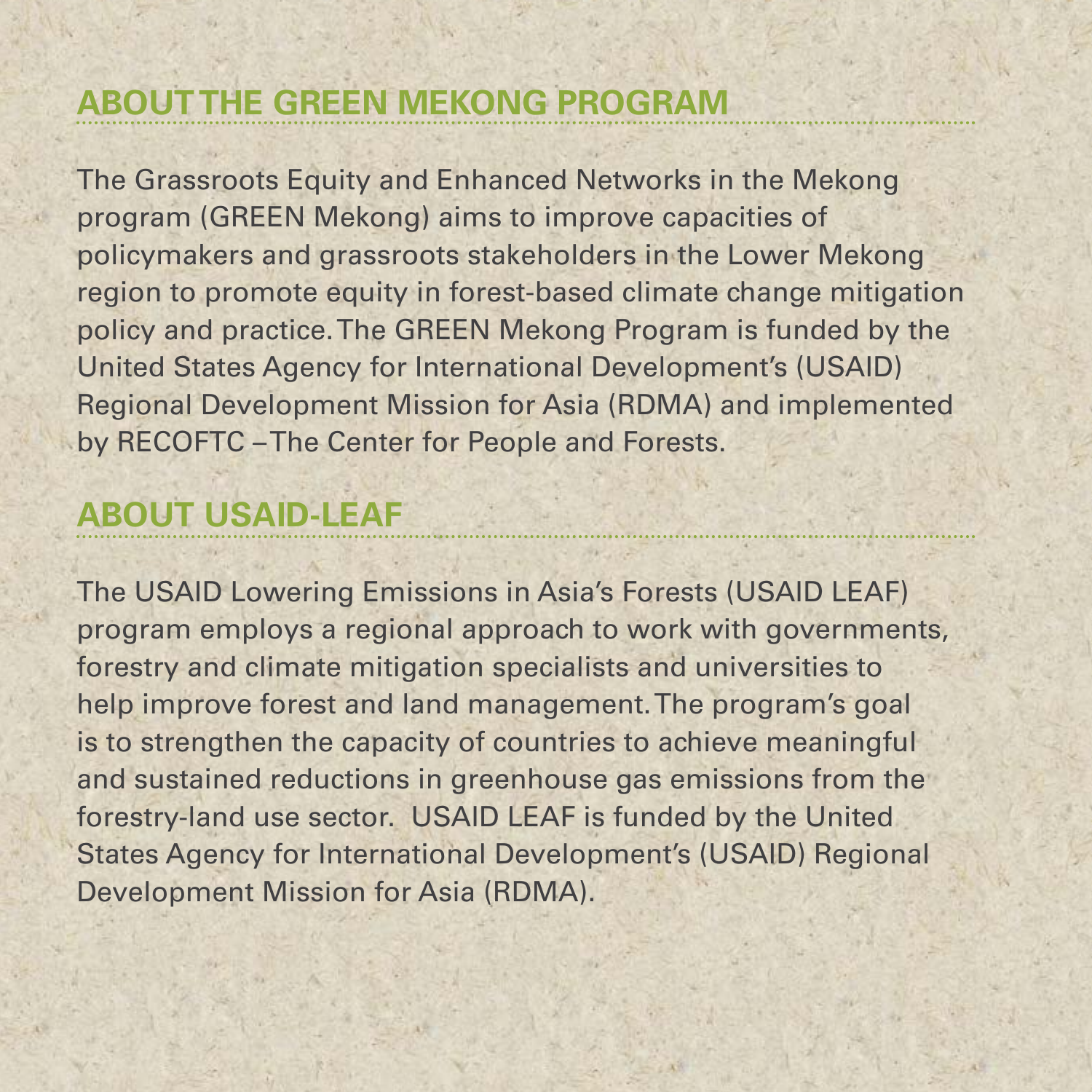## ABOUT THE GREEN MEKONG PROGRAM

The Grassroots Equity and Enhanced Networks in the Mekong program (GREEN Mekong) aims to improve capacities of policymakers and grassroots stakeholders in the Lower Mekong region to promote equity in forest-based climate change mitigation policy and practice. The GREEN Mekong Program is funded by the United States Agency for International Development's (USAID) Regional Development Mission for Asia (RDMA) and implemented by RECOFTC – The Center for People and Forests.

## ABOUT USAID-LEAF

The USAID Lowering Emissions in Asia's Forests (USAID LEAF) program employs a regional approach to work with governments, forestry and climate mitigation specialists and universities to help improve forest and land management. The program's goal is to strengthen the capacity of countries to achieve meaningful and sustained reductions in greenhouse gas emissions from the forestry-land use sector. USAID LEAF is funded by the United States Agency for International Development's (USAID) Regional Development Mission for Asia (RDMA).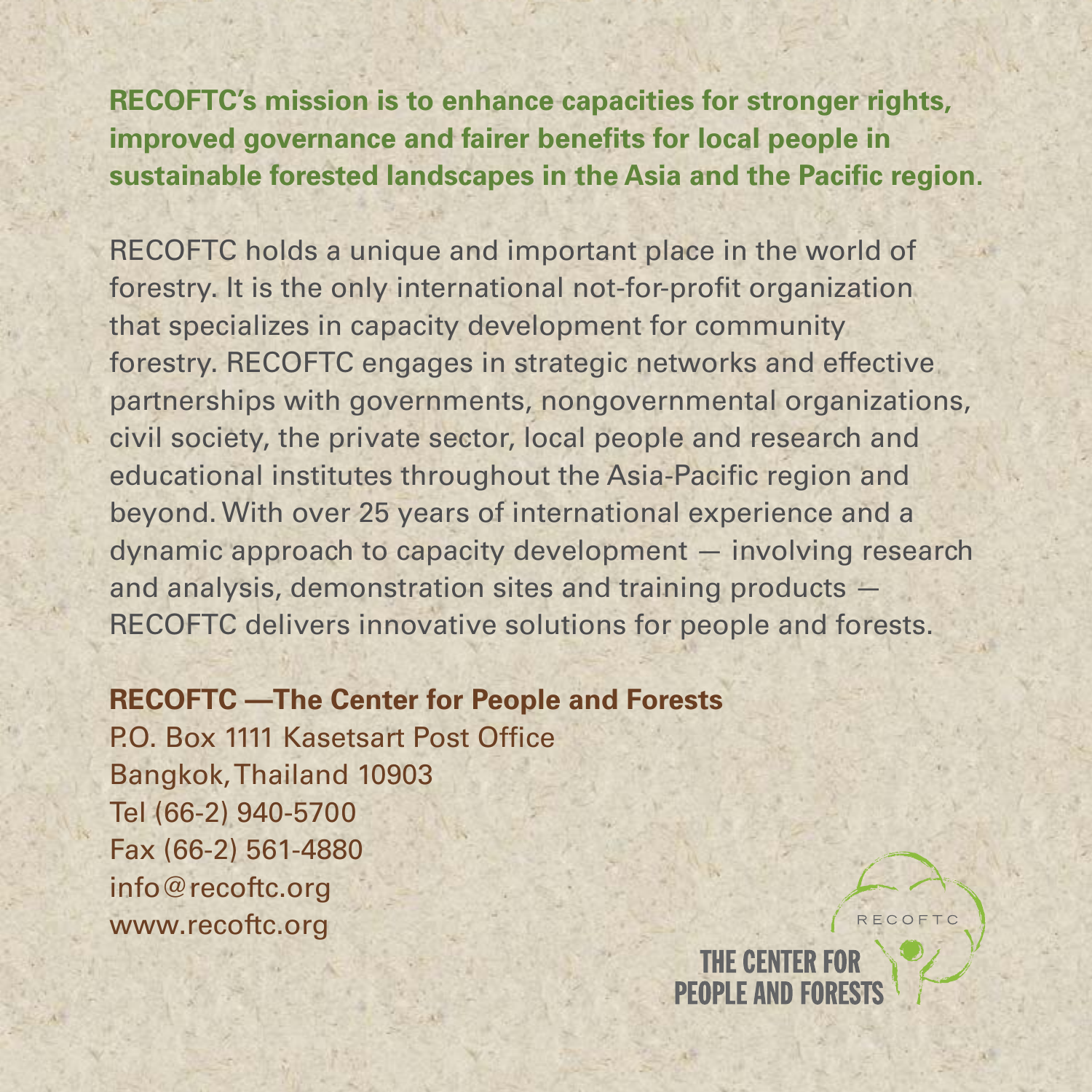**RECOFTC's mission is to enhance capacities for stronger rights, improved governance and fairer benefits for local people in sustainable forested landscapes in the Asia and the Pacific region.**

RECOFTC holds a unique and important place in the world of forestry. It is the only international not-for-profit organization that specializes in capacity development for community forestry. RECOFTC engages in strategic networks and effective partnerships with governments, nongovernmental organizations, civil society, the private sector, local people and research and educational institutes throughout the Asia-Pacific region and beyond. With over 25 years of international experience and a dynamic approach to capacity development — involving research and analysis, demonstration sites and training products — RECOFTC delivers innovative solutions for people and forests.

**RECOFTC —The Center for People and Forests**
P.O. Box 1111 Kasetsart Post Office
Bangkok, Thailand 10903
Tel (66-2) 940-5700
Fax (66-2) 561-4880
info@recoftc.org
www.recoftc.org

RECOFTC
THE CENTER FOR PEOPLE AND FORESTS